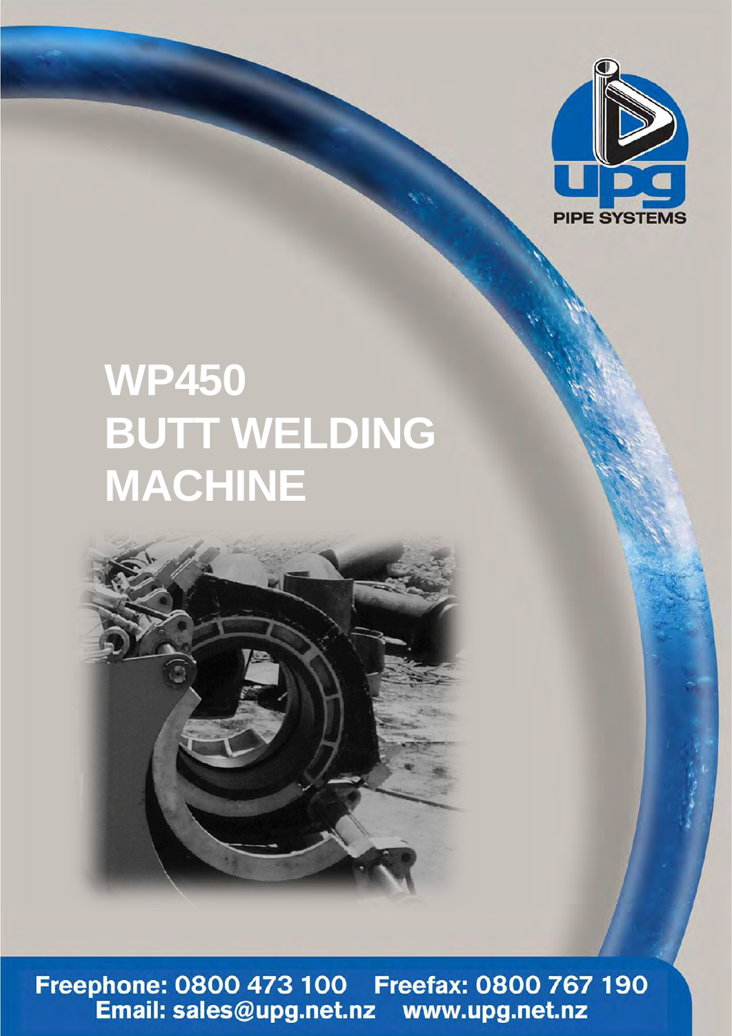upg

PIPE SYSTEMS

# WP450 BUTT WELDING MACHINE

Freephone: 0800 473 100 Freefax: 0800 767 190
Email: sales@upg.net.nz www.upg.net.nz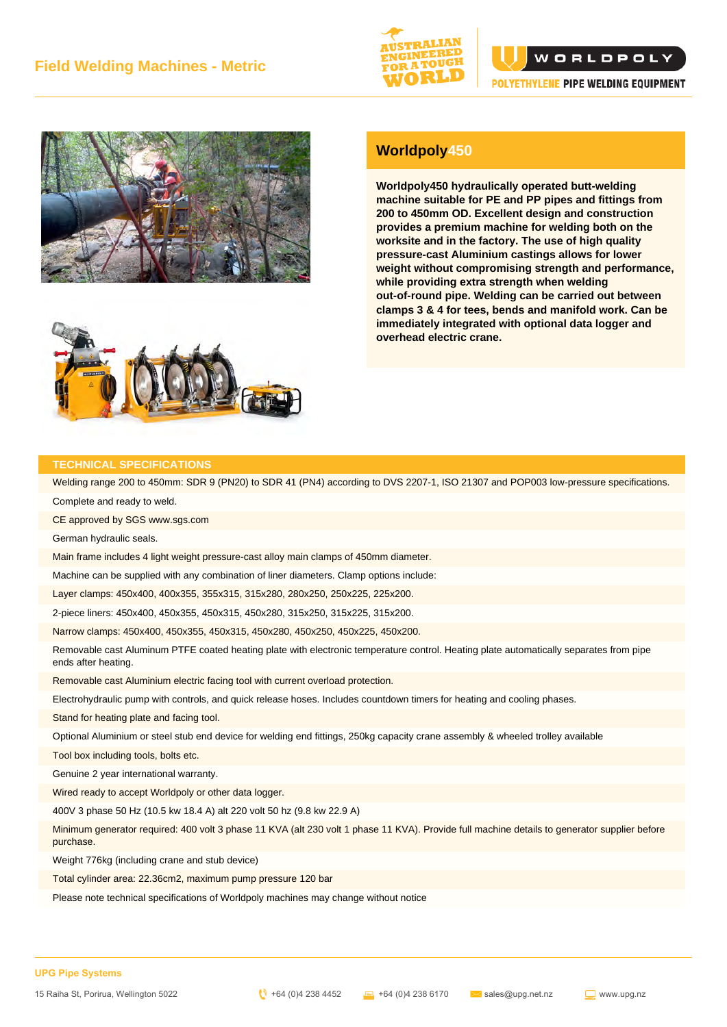# Field Welding Machines - Metric

AUSTRALIAN ENGINEERED FOR A TOUGH WORLD

WORLDPOLY

POLYETHYLENE PIPE WELDING EQUIPMENT

## Worldpoly450

**Worldpoly450 hydraulically operated butt-welding machine suitable for PE and PP pipes and fittings from 200 to 450mm OD. Excellent design and construction provides a premium machine for welding both on the worksite and in the factory. The use of high quality pressure-cast Aluminium castings allows for lower weight without compromising strength and performance, while providing extra strength when welding out-of-round pipe. Welding can be carried out between clamps 3 & 4 for tees, bends and manifold work. Can be immediately integrated with optional data logger and overhead electric crane.**

## TECHNICAL SPECIFICATIONS

Welding range 200 to 450mm: SDR 9 (PN20) to SDR 41 (PN4) according to DVS 2207-1, ISO 21307 and POP003 low-pressure specifications.

Complete and ready to weld.

CE approved by SGS www.sgs.com

German hydraulic seals.

Main frame includes 4 light weight pressure-cast alloy main clamps of 450mm diameter.

Machine can be supplied with any combination of liner diameters. Clamp options include:

Layer clamps: 450x400, 400x355, 355x315, 315x280, 280x250, 250x225, 225x200.

2-piece liners: 450x400, 450x355, 450x315, 450x280, 315x250, 315x225, 315x200.

Narrow clamps: 450x400, 450x355, 450x315, 450x280, 450x250, 450x225, 450x200.

Removable cast Aluminum PTFE coated heating plate with electronic temperature control. Heating plate automatically separates from pipe ends after heating.

Removable cast Aluminium electric facing tool with current overload protection.

Electrohydraulic pump with controls, and quick release hoses. Includes countdown timers for heating and cooling phases.

Stand for heating plate and facing tool.

Optional Aluminium or steel stub end device for welding end fittings, 250kg capacity crane assembly & wheeled trolley available

Tool box including tools, bolts etc.

Genuine 2 year international warranty.

Wired ready to accept Worldpoly or other data logger.

400V 3 phase 50 Hz (10.5 kw 18.4 A) alt 220 volt 50 hz (9.8 kw 22.9 A)

Minimum generator required: 400 volt 3 phase 11 KVA (alt 230 volt 1 phase 11 KVA). Provide full machine details to generator supplier before purchase.

Weight 776kg (including crane and stub device)

Total cylinder area: 22.36cm2, maximum pump pressure 120 bar

Please note technical specifications of Worldpoly machines may change without notice

**UPG Pipe Systems**

15 Raiha St, Porirua, Wellington 5022 | +64 (0)4 238 4452 | +64 (0)4 238 6170 | sales@upg.net.nz | www.upg.nz